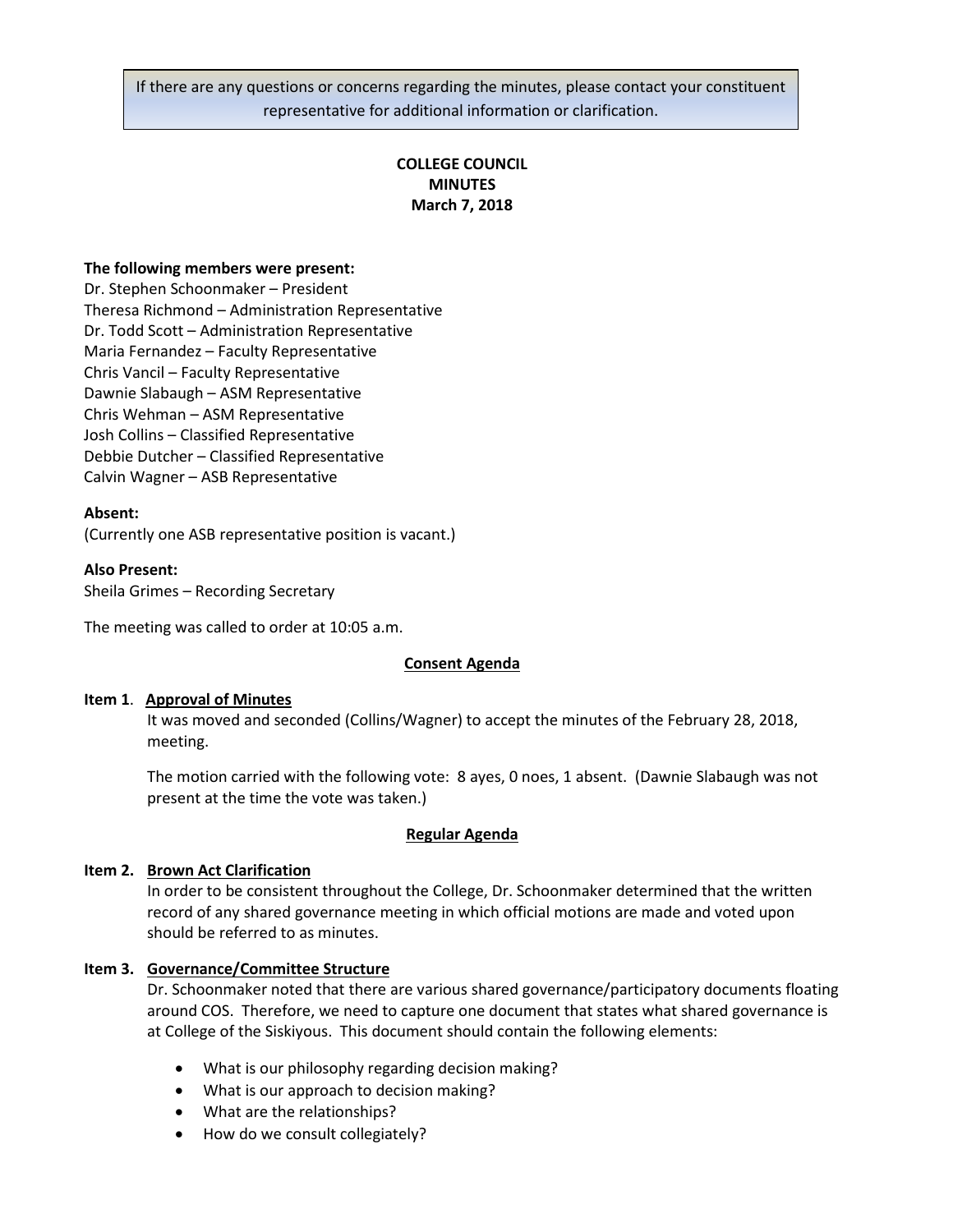If there are any questions or concerns regarding the minutes, please contact your constituent representative for additional information or clarification.

**COLLEGE COUNCIL**
**MINUTES**
**March 7, 2018**

**The following members were present:**
Dr. Stephen Schoonmaker – President
Theresa Richmond – Administration Representative
Dr. Todd Scott – Administration Representative
Maria Fernandez – Faculty Representative
Chris Vancil – Faculty Representative
Dawnie Slabaugh – ASM Representative
Chris Wehman – ASM Representative
Josh Collins – Classified Representative
Debbie Dutcher – Classified Representative
Calvin Wagner – ASB Representative

**Absent:**
(Currently one ASB representative position is vacant.)

**Also Present:**
Sheila Grimes – Recording Secretary

The meeting was called to order at 10:05 a.m.

**Consent Agenda**

**Item 1**. **Approval of Minutes**

It was moved and seconded (Collins/Wagner) to accept the minutes of the February 28, 2018, meeting.

The motion carried with the following vote: 8 ayes, 0 noes, 1 absent. (Dawnie Slabaugh was not present at the time the vote was taken.)

**Regular Agenda**

**Item 2. Brown Act Clarification**

In order to be consistent throughout the College, Dr. Schoonmaker determined that the written record of any shared governance meeting in which official motions are made and voted upon should be referred to as minutes.

**Item 3. Governance/Committee Structure**

Dr. Schoonmaker noted that there are various shared governance/participatory documents floating around COS. Therefore, we need to capture one document that states what shared governance is at College of the Siskiyous. This document should contain the following elements:

- What is our philosophy regarding decision making?
- What is our approach to decision making?
- What are the relationships?
- How do we consult collegiately?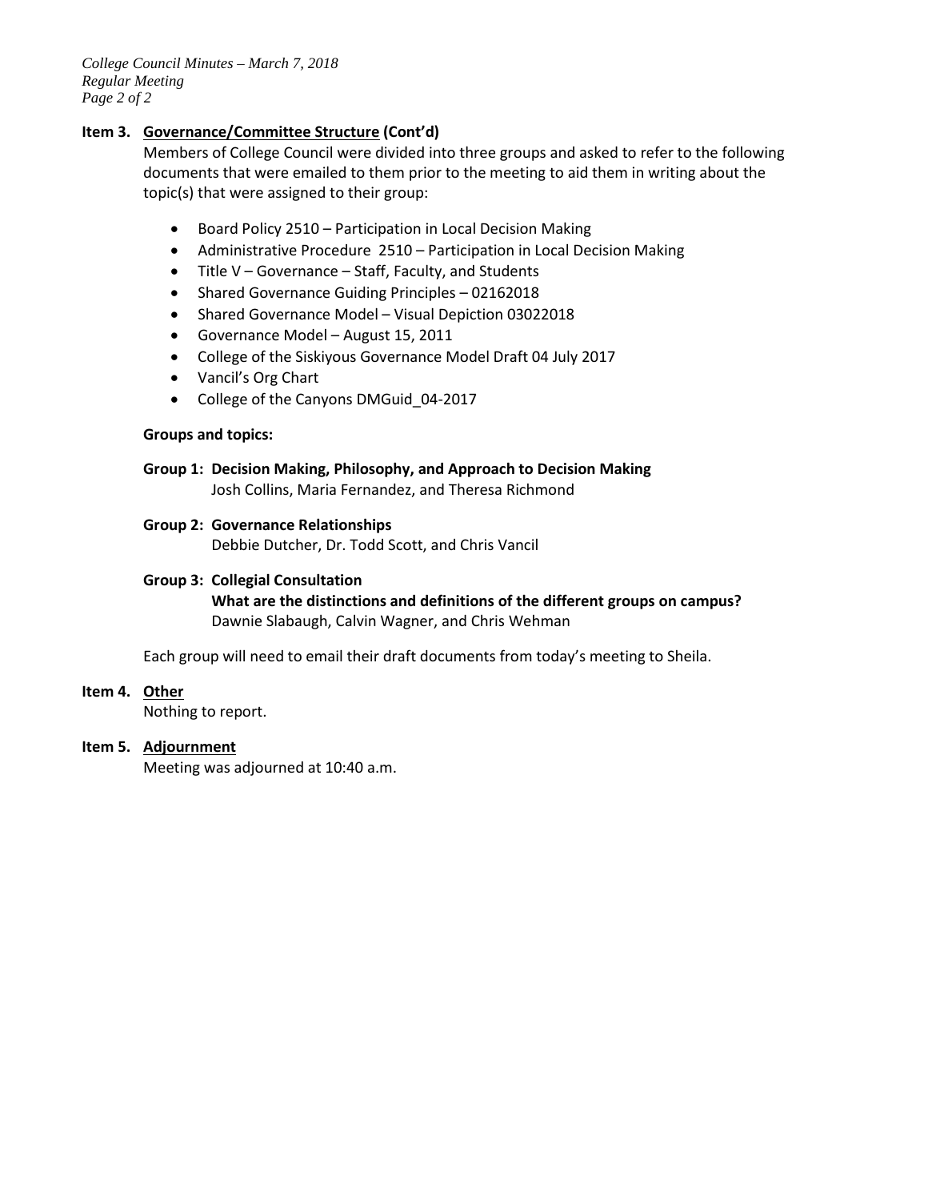**Item 3. <u>Governance/Committee Structure</u> (Cont'd)**

Members of College Council were divided into three groups and asked to refer to the following documents that were emailed to them prior to the meeting to aid them in writing about the topic(s) that were assigned to their group:

- Board Policy 2510 – Participation in Local Decision Making
- Administrative Procedure 2510 – Participation in Local Decision Making
- Title V – Governance – Staff, Faculty, and Students
- Shared Governance Guiding Principles – 02162018
- Shared Governance Model – Visual Depiction 03022018
- Governance Model – August 15, 2011
- College of the Siskiyous Governance Model Draft 04 July 2017
- Vancil's Org Chart
- College of the Canyons DMGuid_04-2017

**Groups and topics:**

**Group 1: Decision Making, Philosophy, and Approach to Decision Making**
Josh Collins, Maria Fernandez, and Theresa Richmond

**Group 2: Governance Relationships**
Debbie Dutcher, Dr. Todd Scott, and Chris Vancil

**Group 3: Collegial Consultation**
**What are the distinctions and definitions of the different groups on campus?**
Dawnie Slabaugh, Calvin Wagner, and Chris Wehman

Each group will need to email their draft documents from today's meeting to Sheila.

**Item 4. <u>Other</u>**

Nothing to report.

**Item 5. <u>Adjournment</u>**

Meeting was adjourned at 10:40 a.m.